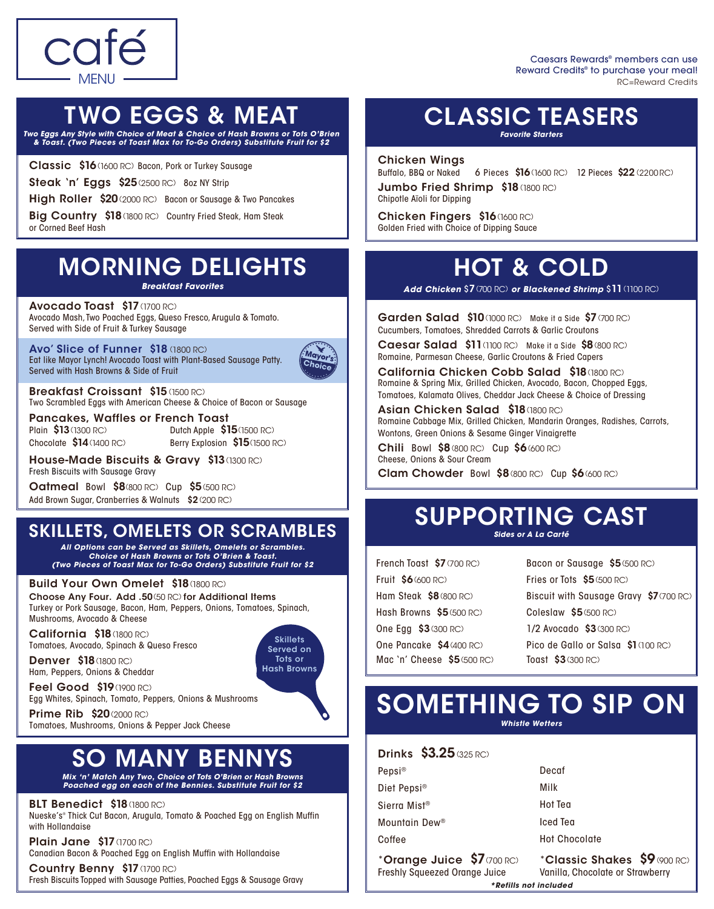# café MENU

Caesars Rewards® members can use Reward Credits® to purchase your meal!
RC=Reward Credits

## TWO EGGS & MEAT

***Two Eggs Any Style with Choice of Meat & Choice of Hash Browns or Tots O'Brien & Toast. (Two Pieces of Toast Max for To-Go Orders) Substitute Fruit for $2***

**Classic $16** (1600 RC) Bacon, Pork or Turkey Sausage

**Steak 'n' Eggs $25** (2500 RC) 8oz NY Strip

**High Roller $20** (2000 RC) Bacon or Sausage & Two Pancakes

**Big Country $18** (1800 RC) Country Fried Steak, Ham Steak or Corned Beef Hash

## MORNING DELIGHTS

***Breakfast Favorites***

**Avocado Toast $17** (1700 RC)
Avocado Mash, Two Poached Eggs, Queso Fresco, Arugula & Tomato. Served with Side of Fruit & Turkey Sausage

**Avo' Slice of Funner $18** (1800 RC)
Eat like Mayor Lynch! Avocado Toast with Plant-Based Sausage Patty. Served with Hash Browns & Side of Fruit
Mayor's Choice

**Breakfast Croissant $15** (1500 RC)
Two Scrambled Eggs with American Cheese & Choice of Bacon or Sausage

**Pancakes, Waffles or French Toast**
Plain **$13** (1300 RC) Dutch Apple **$15** (1500 RC)
Chocolate **$14** (1400 RC) Berry Explosion **$15** (1500 RC)

**House-Made Biscuits & Gravy $13** (1300 RC)
Fresh Biscuits with Sausage Gravy

**Oatmeal** Bowl **$8** (800 RC) Cup **$5** (500 RC)
Add Brown Sugar, Cranberries & Walnuts **$2** (200 RC)

## SKILLETS, OMELETS OR SCRAMBLES

***All Options can be Served as Skillets, Omelets or Scrambles. Choice of Hash Browns or Tots O'Brien & Toast. (Two Pieces of Toast Max for To-Go Orders) Substitute Fruit for $2***

**Build Your Own Omelet $18** (1800 RC)
**Choose Any Four. Add .50** (50 RC) **for Additional Items**
Turkey or Pork Sausage, Bacon, Ham, Peppers, Onions, Tomatoes, Spinach, Mushrooms, Avocado & Cheese

**California $18** (1800 RC)
Tomatoes, Avocado, Spinach & Queso Fresco

**Denver $18** (1800 RC)
Ham, Peppers, Onions & Cheddar

**Feel Good $19** (1900 RC)
Egg Whites, Spinach, Tomato, Peppers, Onions & Mushrooms

**Prime Rib $20** (2000 RC)
Tomatoes, Mushrooms, Onions & Pepper Jack Cheese

Skillets Served on Tots or Hash Browns

## SO MANY BENNYS

***Mix 'n' Match Any Two, Choice of Tots O'Brien or Hash Browns Poached egg on each of the Bennies. Substitute Fruit for $2***

**BLT Benedict $18** (1800 RC)
Nueske's® Thick Cut Bacon, Arugula, Tomato & Poached Egg on English Muffin with Hollandaise

**Plain Jane $17** (1700 RC)
Canadian Bacon & Poached Egg on English Muffin with Hollandaise

**Country Benny $17** (1700 RC)
Fresh Biscuits Topped with Sausage Patties, Poached Eggs & Sausage Gravy

## CLASSIC TEASERS

***Favorite Starters***

**Chicken Wings**
Buffalo, BBQ or Naked 6 Pieces **$16** (1600 RC) 12 Pieces **$22** (2200 RC)

**Jumbo Fried Shrimp $18** (1800 RC)
Chipotle Aïoli for Dipping

**Chicken Fingers $16** (1600 RC)
Golden Fried with Choice of Dipping Sauce

## HOT & COLD

***Add Chicken $7** (700 RC) **or Blackened Shrimp $11** (1100 RC)*

**Garden Salad $10** (1000 RC) Make it a Side **$7** (700 RC)
Cucumbers, Tomatoes, Shredded Carrots & Garlic Croutons

**Caesar Salad $11** (1100 RC) Make it a Side **$8** (800 RC)
Romaine, Parmesan Cheese, Garlic Croutons & Fried Capers

**California Chicken Cobb Salad $18** (1800 RC)
Romaine & Spring Mix, Grilled Chicken, Avocado, Bacon, Chopped Eggs, Tomatoes, Kalamata Olives, Cheddar Jack Cheese & Choice of Dressing

**Asian Chicken Salad $18** (1800 RC)
Romaine Cabbage Mix, Grilled Chicken, Mandarin Oranges, Radishes, Carrots, Wontons, Green Onions & Sesame Ginger Vinaigrette

**Chili** Bowl **$8** (800 RC) Cup **$6** (600 RC)
Cheese, Onions & Sour Cream

**Clam Chowder** Bowl **$8** (800 RC) Cup **$6** (600 RC)

## SUPPORTING CAST

***Sides or A La Carté***

French Toast **$7** (700 RC)
Fruit **$6** (600 RC)
Ham Steak **$8** (800 RC)
Hash Browns **$5** (500 RC)
One Egg **$3** (300 RC)
One Pancake **$4** (400 RC)
Mac 'n' Cheese **$5** (500 RC)
Bacon or Sausage **$5** (500 RC)
Fries or Tots **$5** (500 RC)
Biscuit with Sausage Gravy **$7** (700 RC)
Coleslaw **$5** (500 RC)
1/2 Avocado **$3** (300 RC)
Pico de Gallo or Salsa **$1** (100 RC)
Toast **$3** (300 RC)

## SOMETHING TO SIP ON

***Whistle Wetters***

**Drinks $3.25** (325 RC)

Pepsi®
Diet Pepsi®
Sierra Mist®
Mountain Dew®
Coffee
Decaf
Milk
Hot Tea
Iced Tea
Hot Chocolate

***Orange Juice $7** (700 RC)
Freshly Squeezed Orange Juice

***Classic Shakes $9** (900 RC)
Vanilla, Chocolate or Strawberry

****Refills not included***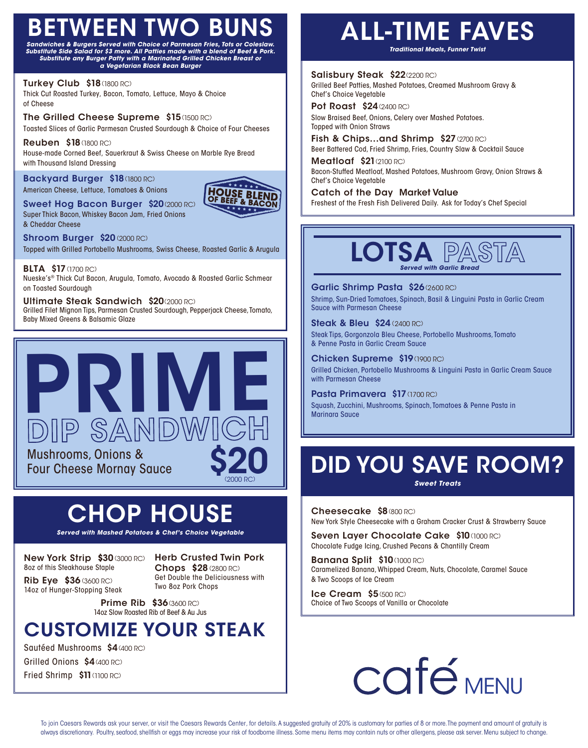# BETWEEN TWO BUNS

***Sandwiches & Burgers Served with Choice of Parmesan Fries, Tots or Coleslaw. Substitute Side Salad for $3 more. All Patties made with a blend of Beef & Pork. Substitute any Burger Patty with a Marinated Grilled Chicken Breast or a Vegetarian Black Bean Burger***

**Turkey Club $18** (1800 RC)
Thick Cut Roasted Turkey, Bacon, Tomato, Lettuce, Mayo & Choice of Cheese

**The Grilled Cheese Supreme $15** (1500 RC)
Toasted Slices of Garlic Parmesan Crusted Sourdough & Choice of Four Cheeses

**Reuben $18** (1800 RC)
House-made Corned Beef, Sauerkraut & Swiss Cheese on Marble Rye Bread with Thousand Island Dressing

**Backyard Burger $18** (1800 RC)
American Cheese, Lettuce, Tomatoes & Onions

HOUSE BLEND OF BEEF & BACON

**Sweet Hog Bacon Burger $20** (2000 RC)
Super Thick Bacon, Whiskey Bacon Jam, Fried Onions & Cheddar Cheese

**Shroom Burger $20** (2000 RC)
Topped with Grilled Portobello Mushrooms, Swiss Cheese, Roasted Garlic & Arugula

**BLTA $17** (1700 RC)
Nueske's® Thick Cut Bacon, Arugula, Tomato, Avocado & Roasted Garlic Schmear on Toasted Sourdough

**Ultimate Steak Sandwich $20** (2000 RC)
Grilled Filet Mignon Tips, Parmesan Crusted Sourdough, Pepperjack Cheese, Tomato, Baby Mixed Greens & Balsamic Glaze

# PRIME DIP SANDWICH

Mushrooms, Onions & Four Cheese Mornay Sauce

**$20** (2000 RC)

# CHOP HOUSE

***Served with Mashed Potatoes & Chef's Choice Vegetable***

**New York Strip $30** (3000 RC)
8oz of this Steakhouse Staple

**Rib Eye $36** (3600 RC)
14oz of Hunger-Stopping Steak

**Herb Crusted Twin Pork Chops $28** (2800 RC)
Get Double the Deliciousness with Two 8oz Pork Chops

**Prime Rib $36** (3600 RC)
14oz Slow Roasted Rib of Beef & Au Jus

# CUSTOMIZE YOUR STEAK

Sautéed Mushrooms **$4** (400 RC)

Grilled Onions **$4** (400 RC)

Fried Shrimp **$11** (1100 RC)

# ALL-TIME FAVES

***Traditional Meals, Funner Twist***

**Salisbury Steak $22** (2200 RC)
Grilled Beef Patties, Mashed Potatoes, Creamed Mushroom Gravy & Chef's Choice Vegetable

**Pot Roast $24** (2400 RC)
Slow Braised Beef, Onions, Celery over Mashed Potatoes. Topped with Onion Straws

**Fish & Chips...and Shrimp $27** (2700 RC)
Beer Battered Cod, Fried Shrimp, Fries, Country Slaw & Cocktail Sauce

**Meatloaf $21** (2100 RC)
Bacon-Stuffed Meatloaf, Mashed Potatoes, Mushroom Gravy, Onion Straws & Chef's Choice Vegetable

**Catch of the Day Market Value**
Freshest of the Fresh Fish Delivered Daily. Ask for Today's Chef Special

# LOTSA PASTA

***Served with Garlic Bread***

**Garlic Shrimp Pasta $26** (2600 RC)
Shrimp, Sun-Dried Tomatoes, Spinach, Basil & Linguini Pasta in Garlic Cream Sauce with Parmesan Cheese

**Steak & Bleu $24** (2400 RC)
Steak Tips, Gorgonzola Bleu Cheese, Portobello Mushrooms, Tomato & Penne Pasta in Garlic Cream Sauce

**Chicken Supreme $19** (1900 RC)
Grilled Chicken, Portobello Mushrooms & Linguini Pasta in Garlic Cream Sauce with Parmesan Cheese

**Pasta Primavera $17** (1700 RC)
Squash, Zucchini, Mushrooms, Spinach, Tomatoes & Penne Pasta in Marinara Sauce

# DID YOU SAVE ROOM?

***Sweet Treats***

**Cheesecake $8** (800 RC)
New York Style Cheesecake with a Graham Cracker Crust & Strawberry Sauce

**Seven Layer Chocolate Cake $10** (1000 RC)
Chocolate Fudge Icing, Crushed Pecans & Chantilly Cream

**Banana Split $10** (1000 RC)
Caramelized Banana, Whipped Cream, Nuts, Chocolate, Caramel Sauce & Two Scoops of Ice Cream

**Ice Cream $5** (500 RC)
Choice of Two Scoops of Vanilla or Chocolate

café MENU

To join Caesars Rewards ask your server, or visit the Caesars Rewards Center, for details. A suggested gratuity of 20% is customary for parties of 8 or more. The payment and amount of gratuity is always discretionary. Poultry, seafood, shellfish or eggs may increase your risk of foodborne illness. Some menu items may contain nuts or other allergens, please ask server. Menu subject to change.